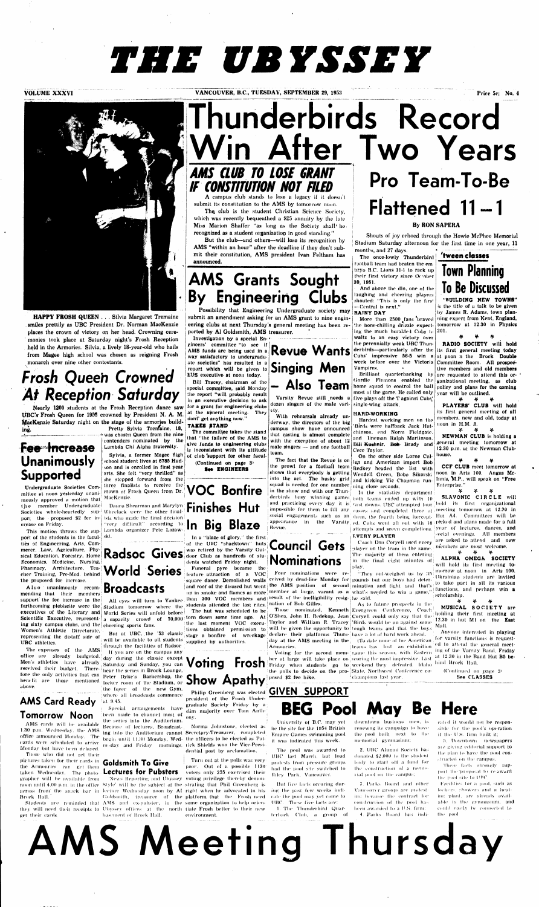# THE UBYSSEY

VOLUME XXXVI — VANCOUVER, B.C., TUESDAY, SEPTEMBER 29, 1953 — Price 5c; No. 4

**HAPPY FROSH QUEEN** . . . Silvia Margaret Tremaine smiles prettily as UBC President Dr. Norman MacKenzie places the crown of victory on her head. Crowning ceremonies took place at Saturday night's Frosh Reception held in the Armories. Silvia, a lovely 18-year-old who hails from Magee high school was chosen as reigning Frosh monarch over nine other contestants.

# Frosh Queen Crowned At Reception Saturday

Nearly 1200 students at the Frosh Reception dance saw UBC's Frosh Queen for 1953 crowned by President N. A. M. MacKenzie Saturday night on the stage of the armories building.

Pretty Sylvia Tremaine, 18, was chosen Queen from the nine contenders nominated by the Lambda Chi Alpha fraternity.

Sylvia, a former Magee High school student lives at 6785 Hudson and is enrolled in first year arts. She felt "very thrilled" as she stepped forward from the three finalists to receive the crown of Frosh Queen from Dr. MacKenzie.

Dauna Shearman and Marylyn Wheelock were the other finalists who made the final decision "very difficult" according to Lambda organizer Pete Lozowski.

## Fee Increase Unanimously Supported

Undergraduate Societies Committee at noon yesterday unanimously approved a motion that the member Undergraduate Societies whole-heartedly support the proposed $2 fee increase on Friday.

This motion throws the support of the students in the faculties of Engineering, Arts, Commerce, Law, Agriculture, Physical Education, Forestry, Home Economics, Medicine, Nursing, Pharmacy, Architecture, Teacher Training, Pre-Med behind the proposed fee increase.

Also unanimously recommending that their members support the fee increase in the forthcoming plebiscite were the executives of the Literary and Scientific Executive, representing sixty campus clubs, and the Women's Athletic Directorate, representing the distaff side of UBC athletics.

The expenses of the AMS office are already budgeted. Men's athletics have already received their budget. Therefore the only activities that can benefit are those mentioned above.

## AMS Card Ready Tomorrow Noon

AMS cards will be available 1:30 p.m. Wednesday, the AMS office announced Monday. The cards were scheduled to arrive Monday but have been delayed.

Those who did not get their pictures taken for their cards in the Armouries can get them taken Wednesday. The photographer will be available from noon until 4:00 p.m. in the office across from the snack bar in Brock Hall.

Students are reminded that they will need their receipts to get their cards.

## Radsoc Gives World Series Broadcasts

All eyes will turn to Yankee Stadium tomorrow where the World Series will unfold before a capacity crowd of 70,000 cheering sports fans.

But at UBC, the '53 classic will be available to all students through the facilities of Radsoc.

If you are on the campus any day during the classic except Saturday and Sunday, you can hear the series in Brock Lounge, Peter Dyke's Barbershop, the locker room of the Stadium, or the foyer of the new Gym, where all broadcasts commence at 9.45.

Special arrangements have been made to channel most of the series into the Auditorium. Because of lectures, Broadcasting into the Auditorium cannot begin until 11.30 Monday, Wednesday and Friday mornings.

## Goldsmith To Give Lectures for Pubsters

"News Reporting and Ubyssey Style" will be the subject of the lecture Wednesday noon by Al Goldsmith, treasurer of the AMS and ex-pubster, in the Ubyssey offices at the north basement of Brock Hall.

# Thunderbirds Record Win After Two Years

## AMS CLUB TO LOSE GRANT IF CONSTITUTION NOT FILED

A campus club stands to lose a legacy if it doesn't submit its constitution to the AMS by tomorrow noon.

The club is the Student Christian Science Society, which was recently bequeathed a $25 annuity by the late Miss Marion Shaffer "as long as the Society shall be recognized as a student organization in good standing."

But the club—and others—will lose its recognition by AMS "within an hour" after the deadline if they don't submit their constitution, AMS president Ivan Feltham has announced.

## AMS Grants Sought By Engineering Clubs

Possibility that Engineering Undergraduate society may submit an amendment asking for an AMS grant to nine engineering clubs at next Thursday's general meeting has been reported by Al Goldsmith, AMS treasurer.

Investigation by a special Engineers' committee "to see if AMS funds are being used in a way satisfactory to undergraduate societies" has resulted in a report which will be given to EUS executive at noon today.

Bill Tracey, chairman of the special committee, said Monday the report "will probably result in an executive decision to ask for a grant for engineering clubs at the general meeting. They dont' get anything now."

**TAKES STAND**

The committee takes the stand that "the failure of the AMS to give funds to engineering clubs is inconsistent with its attitude of club support for other faculty.

(Continued on page 3)
See ENGINEERS

## Revue Wants Singing Men — Also Team

Varsity Revue still needs a dozen singers of the male variety.

With rehearsals already underway, the directors of the big campus show have announced that casting is almost complete with the exception of about 12 male singers — and one football team.

The fact that the Revue is on the prowl for a football team shows that everybody is getting into the act. The husky grid squad is needed for one number in the show and with our Thunderbirds busy winning games and practicing every day it is impossible for them to fill any social engagements such as an appearance in the Varsity Revue.

## VOC Bonfire Finishes Hut In Big Blaze

In a "blaze of glory," the first of the UBC "shacktown" huts was retired by the Varsity Outdoor Club as hundreds of students watched Friday night.

Funeral pyre became the feature attraction of a VOC square dance. Demolished walls and roof of the disused hut went up in smoke and flames as more than 300 VOC members and students attended the last rites.

The hut was scheduled to be torn down some time ago. At the last moment VOC executives obtained permission to stage a bonfire of wreckage supplied by authorities.

## Council Gets Nominations

Four nominations were received by dead-line Monday for the AMS position of second member at large, vacant as a result of the ineligibility resignation of Bob Gilles.

Those nominated, Kenneth O'Shea, John H. Redekop, Jean Taylor and William R. Tracey will be given the opportunity to declare their platforms Thursday at the AMS meeting in the Armouries.

Voting for the second member at large will take place on Friday when students go to the polls to decide on the proposed $2 fee hike.

## Voting Frosh Show Apathy

Philip Greenberg was elected president of the Frosh Undergraduate Society Friday by a slim majority over Tom Anthony.

Norma Johnstone, elected as Secretary-Treasurer, completed the officers to be elected as Patrick Shields won the Vice-Presidential post by acclamation.

Turn out at the polls was very poor. Out of a possible 1130 voters only 255 exercised their voting privilege thereby demonstrating that Phil Greenberg is right when he advocated in his platform that the Frosh need some organization to help orientate Frosh better to their new environment.

# Pro Team-To-Be Flattened 11—1

By RON SAPERA

Shouts of joy echoed through the Howie McPhee Memorial Stadium Saturday afternoon for the first time in one year, 11 months, and 27 days.

The once-lowly Thunderbird football team had beaten the embryo B.C. Lions 11-1 to rack up their first victory since October 30, 1951.

And above the din, one of the laughing and cheering players shouted: "This is only the first — Central is next."

**RAINY DAY**

More than 2500 fans braved the bone-chilling drizzle expecting the much heralded Cubs to waltz to an easy victory over the perennially weak UBC Thunderbirds—particularly after the Cubs' impressive 56-5 win a week before over the Victoria Vampires.

Brilliant quarterbacking by Gordie Flemons enabled the home squad to control the ball most of the game. He called only five plays off the T against Cubs' single-wing attack.

**HARD-WORKING**

Hardest working men on the 'Birds were halfback Jack Hutchinson, end Norm Fieldgate, and lineman Ralph Martinson, Bill Kushnir, Bob Brady and Cece Taylor.

On the other side Lorne Cullen and American import Bob Redkey headed the list with Wendell Green, Bobo Sikorski and kicking Vic Chapman running close seconds.

In the statistics department both teams ended up with 10 first downs. UBC attempted four passes and completed three of them, the fourth being intercepted. Cubs went all out with 18 attempts and seven completions.

**EVERY PLAYER**

Coach Don Coryell used every player on the team in the same. The majority of them entering in the final eight minutes of play.

"They out-weighed us by 35 pounds but our boys had determination and fight and that's what's needed to win a game," he said.

As to future prospects in the Evergreen Conference, Coach Coryell could only say that the 'Birds would be up against some tough teams and that the boys have a lot of hard work ahead.

(To date none of the American teams has lost an exhibition game this season, with Eastern, fielding the most impressive. Last weekend they defeated Idaho State, Northwest Conference co-champions last year.

## 'tween classes

# Town Planning To Be Discussed

"BUILDING NEW TOWNS" is the title of a talk to be given by James R. Adams, town planning expert from Kent, England, tomorrow at 12.30 in Physics 201.

\* \* \*

**RADIO SOCIETY** will hold its first general meeting today at noon in the Brock Double Committee Room. All prospective members and old members are requested to attend this organizational meeting, as club policy and plans for the coming year will be outlined.

\* \* \*

**PLAYERS' CLUB** will hold its first general meeting of all members, new and old, today at noon in H.M. 8.

\* \* \*

**NEWMAN CLUB** is holding a general meeting tomorrow at 12.30 p.m. at the Newman Clubhouse.

\* \* \*

**CCF CLUB** meet tomorrow at noon in Arts 100. Angus McInnis, M.P., will speak on "Free Enterprise."

\* \* \*

**SLAVONIC CIRCLE** will hold its first organizational meeting tomorrow at 12.30 in Hut A4. Committees will be picked and plans made for a full year of lectures, dances, and social evenings. All members are asked to attend and new members are most welcome.

\* \* \*

**ALPHA OMEGA SOCIETY** will hold its first meeting tomorrow at noon in Arts 100. Ukrainian students are invited to take part in all its various functions, and perhaps win a scholarship.

\* \* \*

**MUSICAL SOCIETY** are holding their first meeting at 12.30 in hut M1 on the East Mall.

Anyone interested in playing for varsity functions is requested to attend the general meeting of the Varsity Band, Friday at 12.30 in the Band Hut B5 behind Brock Hall.

(Continued on page 3)
See CLASSES

## GIVEN SUPPORT

# BEG Pool May Be Here

University of B.C. may yet be the site for the 1954 British Empire Games swimming pool, it was indicated this week.

The pool was awarded to UBC last March, but loud protests from pressure groups had the pool site switched to Riley Park, Vancouver.

But five facts occuring during the past few weeks indicate the pool may yet come to UBC. These five facts are:

1. The Thunderbird Quarterback Club, a group of downtown business men, is renewing its campaign to have the pool built next to the memorial gymnasium;

2. UBC Alumni Society has donated $2,000 to the student body to start off a fund for the construction of a memorial pool on the campus;

3. Parks Board and other Vancouver groups are protesting because the contract for construction of the pool has been awarded to a U.S. firm;

4. Parks Board has indicated it would not be responsible for the pool's operation if the U.S. firm built it;

5. Downtown newspapers are giving editorial support to the plan to have the pool constructed on the campus.

These facts strongly support the proposal to re-award the pool site to UBC.

Facilities for a pool, such as lockers, showers and a heating plant, are already available in the gymnasium, and could easily be connected to the pool.

# AMS Meeting Thursday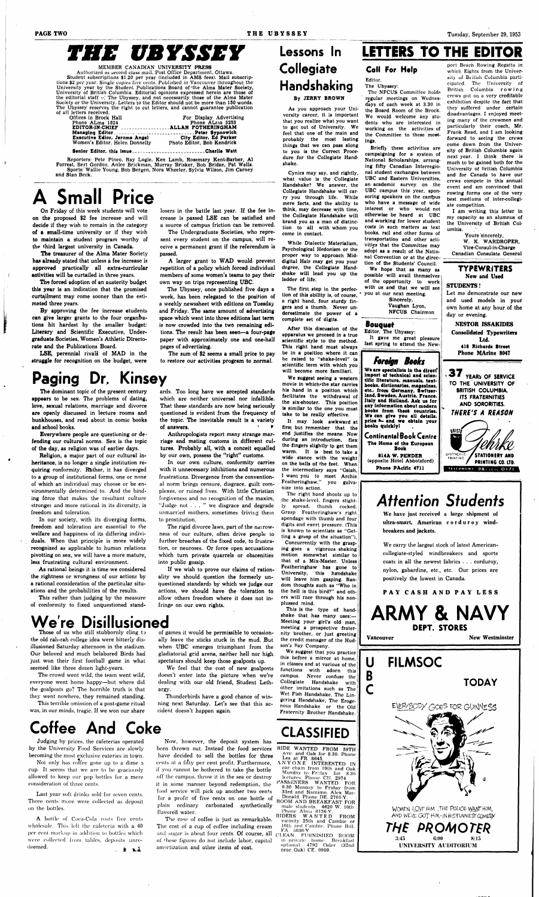# THE UBYSSEY

MEMBER CANADIAN UNIVERSITY PRESS

Authorized as second class mail, Post Office Department, Ottawa.

Student subscriptions $1.20 per year (included in AMS fees). Mail subscriptions $2 per year. Single copies five cents. Published in Vancouver throughout the University year by the Student Publications Board of the Alma Mater Society, University of British Columbia. Editorial opinions expressed herein are those of the editorial staff of The Ubyssey, and not necessarily those of the Alma Mater Society or the University. Letters to the Editor should not be more than 150 words. The Ubyssey reserves the right to cut letters, and cannot guarantee publication of all letters received.

Offices in Brock Hall — Phone ALma 1624
For Display Advertising — Phone ALma 3253

**EDITOR-IN-CHIEF** .......... **ALLAN FOTHERINGHAM**

**Managing Editor** .......... **Peter Sypnowich**

**Executive Editor, Jerome Angel** — **City Editor, Ed Parker**

Women's Editor, Helen Donnelly — Photo Editor, Bob Kendrick

**Senior Editor, this issue** .......... **Charlie Watt**

Reporters: Pete Pineo, Ray Logie, Ken Lamb, Rosemary Kent-Barber, Al Forrest, Bert Gordon, Anlee Brickman, Murray Brisker, Bob Bridke, Pat Walls. Sports: Wallie Young, Bob Bergen, Nora Wheeler, Sylvia Wilson, Jim Carney and Stan Beck.

# A Small Price

On Friday of this week students will vote on the proposed $2 fee increase and will decide if they wish to remain in the category of a small-time university or if they wish to maintain a student program worthy of the third largest university in Canada.

The treasurer of the Alma Mater Society has already stated that unless a fee increase is approved practically all extra-curricular activities will be curtailed in three years.

The forced adoption of an austerity budget this year is an indication that the promised curtailment may come sooner than the estimated three years.

By approving the fee increase students can give larger grants to the four organizations hit hardest by the smaller budget: Literary and Scientific Executive, Undergraduate Societies, Women's Athletic Directorate and the Publications Board.

LSE, perennial rivals of MAD in the struggle for recognition on the budget, were losers in the battle last year. If the fee increase is passed LSE can be satisfied and a source of campus friction can be removed.

The Undergraduate Societies, who represent every student on the campus, will receive a permanent grant if the referendum is passed.

A larger grant to WAD would prevent repetition of a policy which forced individual members of women's teams to pay their own way on trips representing UBC.

The Ubyssey, once published five days a week, has been relegated to the position of a weekly newssheet with editions on Tuesday and Friday. The same amount of advertising space which went into three editions last term is now crowded into the two remaining editions. The result has been seen—a four-page paper with approximately one and one-half pages of advertising.

The sum of $2 seems a small price to pay to restore our activities program to normal.

# Paging Dr. Kinsey

The dominant topic of the present century appears to be sex. The problems of dating, love, sexual relations, marriage and divorce are openly discussed in lecture rooms and bunkhouses, and read about in comic books and school books.

Everywhere people are questioning or defending our cultural norms. Sex is the topic of the day, as religion was of earlier days.

Religion, a major part of our cultural inheritance, is no longer a single institution requiring conformity. Rather, it has diverged to a group of institutional forms, one or none of which an individual may choose or be environmentally determined to. And the binding force that makes the resultant culture stronger and more rational in its diversity, is freedom and toleration.

In our society, with its diverging forms, freedom and toleration are essential to the welfare and happiness of its differing individuals. When that principle is more widely recognized as applicable to human relations pivotting on sex, we will have a more mature, less frustrating cultural environment.

As rational beings it is time we considered the rightness or wrongness of our actions by a rational consideration of the particular situations and the probabilities of the results.

This rather than judging by the measure of conformity to fixed unquestioned standards. Too long have we accepted standards which are neither universal nor infallible. That these standards are now being seriously questioned is evident from the frequency of the topic. The inevitable result is a variety of answers.

Anthropologists report many strange marriage and mating customs in different cultures. Probably all, with a conceit equalled by our own, possess the "right" customs.

In our own culture, conformity carries with it unnecessary inhibitions and numerous frustrations. Divergence from the conventional norm brings censure, disgrace, guilt complexes, or ruined lives. With little Christian forgiveness and no recognition of the maxim, "Judge not . . . " we disgrace and degrade unmarried mothers, sometimes driving them to prostitution.

The rigid divorce laws, part of the narrowness of our culture, often drive people to further breaches of the fixed code, to frustration, or neuroses. Or force open accusations which turn private quarrels or obscenities into public gossip.

If we wish to prove our claims of rationality we should question the formerly unquestioned standards by which we judge our actions, we should have the toleration to allow others freedom where it does not infringe on our own rights.

# We're Disillusioned

Those of us who still stubbornly cling to the old rah-rah college idea were bitterly disillusioned Saturday afternoon in the stadium. Our beloved and much belabored Birds had just won their first football game in what seemed like three dozen light-years.

The crowd went wild, the team went wild, everyone went home happy—but where did the goalposts go? The horrible truth is that they went nowhere, they remained standing.

This terrible omission of a post-game ritual was, in our minds, tragic. If we won our share of games it would be permissible to occasionally leave the sticks stuck in the mud. But when UBC emerges triumphant from the gladiatorial grid arena, neither hell nor high spectators should keep those goalposts up.

We feel that the cost of new goalposts doesn't enter into the picture when we're dealing with our old friend, Student Lethargy.

Thunderbirds have a good chance of winning next Saturday. Let's see that this accident doesn't happen again.

# Coffee And Coke

Judging by prices, the cafeterias operated by the University Food Services are slowly becoming the most exclusive eateries in town.

Not only has coffee gone up to a dime a cup. It seems that we are to be graciously allowed to keep our pop bottles for a mere consideration of three cents.

Last year soft drinks sold for seven cents. Three cents more were collected as deposit on the bottles.

A bottle of Coca-Cola costs five cents wholesale. This left the cafeteria with a 40 per cent markup in addition to bottles which were collected from tables, deposits unredeemed.

Now, however, the deposit system has been thrown out. Instead the food services have decided to sell the bottles for three cents at a fifty per cent profit. Furthermore, if you cannot be bothered to take the bottle off the campus, throw it in the sea or destroy it in some manner beyond redemption, the food service will pick up another two cents for a profit of five cents on one bottle of plain ordinary carbonated synthetically flavored water.

The case of coffee is just as remarkable. The cost of a cup of coffee including cream and sugar is about four cents. Of course, all of these figures do not include labor, capital amortization and other items of cost.

# Lessons In Collegiate Handshaking

**By JERRY BROWN**

As you approach your University career, it is important that you realize what you want to get out of University. We feel that one of the main and probably the most lasting things that we can pass along to you is the Correct Procedure for the Collegiate Handshake.

Cynics may say, and rightly, what value is the Collegiate Handshake? We answer, the Collegiate Handshake will carry you through life. While mere facts, and the ability to think, may decrease with time, the Collegiate Handshake will brand you as a man of distinction to all with whom you come in contact.

While Dialectic Materialism, Psychological Hedonism or the proper way to approach Midgidital Hair may get you your degree, the Collegiate Handshake will lead you up the ladder of life.

The first step in the perfection of this ability is, of course, a right hand, four sturdy fingers and a thumb. Never underestimate the power of a complete set of digits.

After this discussion of the apparatus we proceed in a true scientific style to the method. This right hand must always be in a position where it can be raised to "shake-level" (a scientific term with which you will become more familiar).

We suggest seeing a western movie in which the star carries his hand in a position which facilitates the withdrawal of the six-shooter. This position is similar to the one you must take to be really effective.

It may look awkward at first but remember that the end justifies the means. Now during an introduction, flex the fingers slightly to get them warm. It is best to take a wide stance with the weight on the balls of the feet. When the intermediary says "Osiah, I want you to meet Archie Featheringhaw," you galvanize into action.

The right hand shoots up to the shake-level, fingers slightly spread, thumb cocked. Grasp Featheringhaw's right appendage with thumb and four digits and exert pressure. (This is known to scientists as "Getting a grasp of the situation").

Concurrently with the grasping goes a vigorous shaking motion somewhat similar to that of a Mix-Master. Unless Featheringhaw has gone to University, this handshake will leave him gasping. Random thoughts such as "Who in the hell is this bird?" and others will race through his nonplussed mind.

This is the type of handshake that has many uses:— Meeting your girl's old man, meeting a prospective fraternity brother, or just greeting the credit manager of the Hudson's Bay Company.

We suggest that you practice this before a mirror at home, in classes and at various of the functions with adorn this campus. Never confuse the Collegiate Handshake with other imitations such as The Wet Fish Handshake, The Lingering Handshake, The Erogenous Handshake or the Old Fraternity Brother Handshake.

# CLASSIFIED

RIDE WANTED FROM 59TH Ave. and Oak for 8:30. Phone Les at FR. 8645.

ANYONE INTERESTED IN car chain from 10th and Oak Monday to Friday for 8:30 lectures. Phone CH. 2974.

PASSENGERS WANTED FOR 8:30 Monday to Friday from 33rd and Nanaimo. Alex MacDonald. Phone DE. 2701-Y.

ROOM AND BREAKFAST FOR male students. 4620 W. 10th. Phone ALma 0126-Y.

RIDERS WANTED FROM vicinity 25th and Cambie or 19th and Cambie. Phone Bill, FA. 5030-Y.

CLEAN, FURNISHED ROOM in private home. Breakfast optional. 4792 Osler (32nd near Oak) CE. 0909.

# LETTERS TO THE EDITOR

## Call For Help

Editor,
The Ubyssey:

The NFCUS Committee holds regular meetings on Wednesdays of each week at 3.30 in the Board Room of the Brock. We would welcome any students who are interested in working on the activities of the Committee to these meetings.

Briefly these activities are campaigning for a system of National Scholarships, arranging fifty Canadian Interregional student exchanges between UBC and Eastern Universities, an academic survey on the UBC campus this year, sponsoring speakers on the campus who have a message of wide interest or who would not otherwise be heard at UBC and working for lower student costs in such matters as text books, rail and other forms of transportation and other activities that the Committee may adopt as a result of the National Convention or at the direction of the Students' Council.

We hope that as many as possible will avail themselves of the opportunity to work with us and that we will see you at our next meeting.

Sincerely,
Vaughan Lyon,
NFCUS Chairman

## Bouquet

Editor, The Ubyssey:

It gave me great pleasure last spring to attend the Newport Beach Rowing Regatta in which Eights from the University of British Columbia participated. The University of British Columbia rowing crews put on a very creditable exhibition despite the fact that they suffered under certain disadvantages. I enjoyed meeting many of the crewmen and particularly their coach, Mr. Frank Read, and I am looking forward to seeing the crews come down from the University of British Columbia again next year. I think there is much to be gained both for the University of British Columbia and for Canada to have our crews compete in this annual event and am convinced that rowing forms one of the very best mediums of inter-collegiate competition.

I am writing this letter in my capacity as an alumnus of the University of British Columbia.

Yours sincerely,
W. K. WARDROPER,
Vice-Consul-in-Charge
Canadian Consulate General

**Foreign Books**

We are specialists in the direct import of technical and scientific literature, manuals, textbooks, dictionaries, magazines, etc., from Germany, Switzerland, Sweden, Austria, France, Italy and Holland. Ask us for any information about modern books from these countries. We can give you all details, price — and we obtain your books quickly!

**Continental Book Centre**
The Home of the European Book
914A W. PENDER (opposite Hotel Abbotsford)
Phone PAcific 4711

**TYPEWRITERS**
New and Used

**STUDENTS!**
Let me demonstrate our new and used models in your own home at any hour of the day or evening.

**NESTOR ISSAKIDES**
Consolidated Typewriters Ltd.
416 Richards Street
Phone MArine 8047

37 YEARS OF SERVICE TO THE UNIVERSITY OF BRITISH COLUMBIA, ITS FRATERNITIES AND SORORITIES.

THERE'S A REASON

Gehrke — DISTINCTIVE PRINTING — STATIONERY AND PRINTING CO. LTD. — TELEPHONE PAcific 0171

# Attention Students

We have just received a large shipment of ultra-smart, American corduroy windbreakers and jackets.

We carry the largest stock of latest American-collegiate-styled windbreakers and sports coats in all the newest fabrics . . . corduroy, nylon, gabardine, etc., etc. Our prices are positively the lowest in Canada.

**PAY CASH AND PAY LESS**

# ARMY & NAVY
DEPT. STORES

Vancouver — New Westminster

**UBC FILMSOC**

**TODAY**

EVERYBODY GOES FOR GUINNESS

WOMEN LOVE HIM, THE POLICE WANT HIM, AND WE'VE GOT HIM—IN HIS FUNNIEST COMEDY

**THE PROMOTER**

3:45 — 6:00 — 8:15

UNIVERSITY AUDITORIUM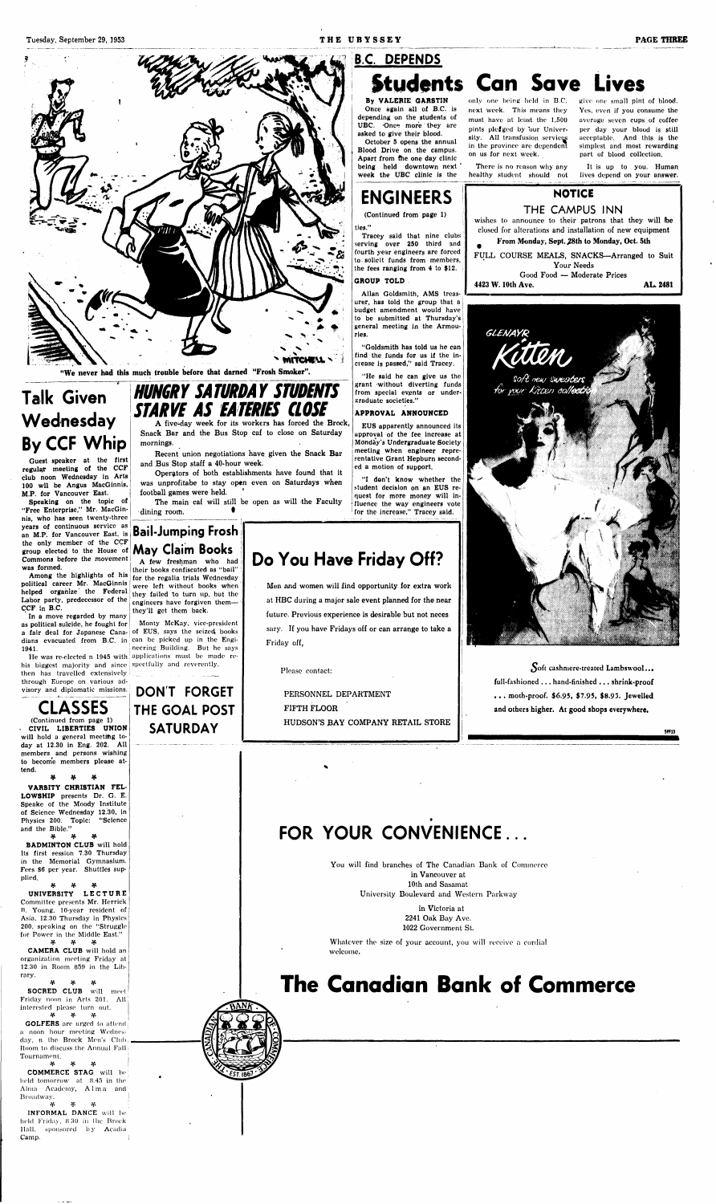"We never had this much trouble before that darned "Frosh Smoker"."

# Talk Given Wednesday By CCF Whip

Guest speaker at the first regular meeting of the CCF club noon Wednesday in Arts 100 will be Angus MacGinnis, M.P. for Vancouver East.

Speaking on the topic of "Free Enterprise," Mr. MacGinnis, who has seen twenty-three years of continuous service as an M.P. for Vancouver East, is the only member of the CCF group elected to the House of Commons before the movement was formed.

Among the highlights of his political career Mr. MacGinnis helped organize the Federal Labor party, predecessor of the CCF in B.C.

In a move regarded by many as political suicide, he fought for a fair deal for Japanese Canadians evacuated from B.C. in 1941.

He was re-elected n 1945 with his biggest majority and since then has travelled extensively through Europe on various advisory and diplomatic missions.

# HUNGRY SATURDAY STUDENTS STARVE AS EATERIES CLOSE

A five-day week for its workers has forced the Brock, Snack Bar and the Bus Stop caf to close on Saturday mornings.

Recent union negotiations have given the Snack Bar and Bus Stop staff a 40-hour week.

Operators of both establishments have found that it was unprofitable to stay open even on Saturdays when football games were held.

The main caf will still be open as will the Faculty dining room.

## Bail-Jumping Frosh May Claim Books

A few freshman who had their books confiscated as "bail" for the regalia trials Wednesday were left without books when they failed to turn up, but the engineers have forgiven them—they'll get them back.

Monty McKay, vice-president of EUS, says the seized books can be picked up in the Engineering Building. But he says applications must be made respectfully and reverently.

## DON'T FORGET THE GOAL POST SATURDAY

# CLASSES

(Continued from page 1)

**CIVIL LIBERTIES UNION** will hold a general meeting today at 12.30 in Eng. 202. All members and persons wishing to become members please attend.

\* \* \*

**VARSITY CHRISTIAN FELLOWSHIP** presents Dr. G. E. Speake of the Moody Institute of Science Wednesday 12.30, in Physics 200. Topic: "Science and the Bible."

\* \* \*

**BADMINTON CLUB** will hold its first session 7.30 Thursday in the Memorial Gymnasium. Fees $6 per year. Shuttles supplied.

\* \* \*

**UNIVERSITY LECTURE** Committee presents Mr. Herrick B. Young, 10-year resident of Asia, 12.30 Thursday in Physics 200, speaking on the "Struggle for Power in the Middle East."

\* \* \*

**CAMERA CLUB** will hold an organization meeting Friday at 12.30 in Room 859 in the Library.

\* \* \*

**SOCRED CLUB** will meet Friday noon in Arts 201. All interested please turn out.

\* \* \*

**GOLFERS** are urged to attend a noon hour meeting Wednesday, n the Brock Men's Club Room to discuss the Annual Fall Tournament.

\* \* \*

**COMMERCE STAG** will be held tomorrow at 8.45 in the Alma Academy, Alma and Broadway.

\* \* \*

**INFORMAL DANCE** will be held Friday, 8.30 in the Brock Hall, sponsored by Acadia Camp.

## B.C. DEPENDS

# Students Can Save Lives

**By VALERIE GARSTIN**

Once again all of B.C. is depending on the students of UBC. Once more they are asked to give their blood.

October 5 opens the annual Blood Drive on the campus. Apart from the one day clinic being held downtown next week the UBC clinic is the only one being held in B.C. next week. This means they must have at least the 1,500 pints pledged by our University. All transfusion services in the province are dependent on us for next week.

There is no reason why any healthy student should not give one small pint of blood. Yes, even if you consume the average seven cups of coffee per day your blood is still acceptable. And this is the simplest and most rewarding part of blood collection.

It is up to you. Human lives depend on your answer.

# ENGINEERS

(Continued from page 1)

ties."

Tracey said that nine clubs serving over 250 third and fourth year engineers are forced to solicit funds from members, the fees ranging from $4 to $12.

**GROUP TOLD**

Allan Goldsmith, AMS treasurer, has told the group that a budget amendment would have to be submitted at Thursday's general meeting in the Armouries.

"Goldsmith has told us he can find the funds for us if the increase is passed," said Tracey.

"He said he can give us the grant without diverting funds from special events or undergraduate societies."

**APPROVAL ANNOUNCED**

EUS apparently announced its approval of the fee increase at Monday's Undergraduate Society meeting when engineer representative Grant Hepburn seconded a motion of support.

"I don't know whether the student decision on an EUS request for more money will influence the way engineers vote for the increase," Tracey said.

## NOTICE

### THE CAMPUS INN

wishes to announce to their patrons that they will be closed for alterations and installation of new equipment

**From Monday, Sept. 28th to Monday, Oct. 5th**

FULL COURSE MEALS, SNACKS—Arranged to Suit Your Needs

Good Food — Moderate Prices

4423 W. 10th Ave. AL. 2481

GLENAYR *Kitten*

Soft new sweaters for your Kitten collection

*Soft cashmere-treated Lambswool... full-fashioned... hand-finished... shrink-proof ... moth-proof. $6.95, $7.95, $8.95. Jewelled and others higher. At good shops everywhere.*

# Do You Have Friday Off?

Men and women will find opportunity for extra work at HBC during a major sale event planned for the near future. Previous experience is desirable but not necessary. If you have Fridays off or can arrange to take a Friday off,

Please contact:

PERSONNEL DEPARTMENT
FIFTH FLOOR
HUDSON'S BAY COMPANY RETAIL STORE

# FOR YOUR CONVENIENCE...

You will find branches of The Canadian Bank of Commerce
in Vancouver at
10th and Sasamat
University Boulevard and Western Parkway

in Victoria at
2241 Oak Bay Ave.
1022 Government St.

Whatever the size of your account, you will receive a cordial welcome.

# The Canadian Bank of Commerce